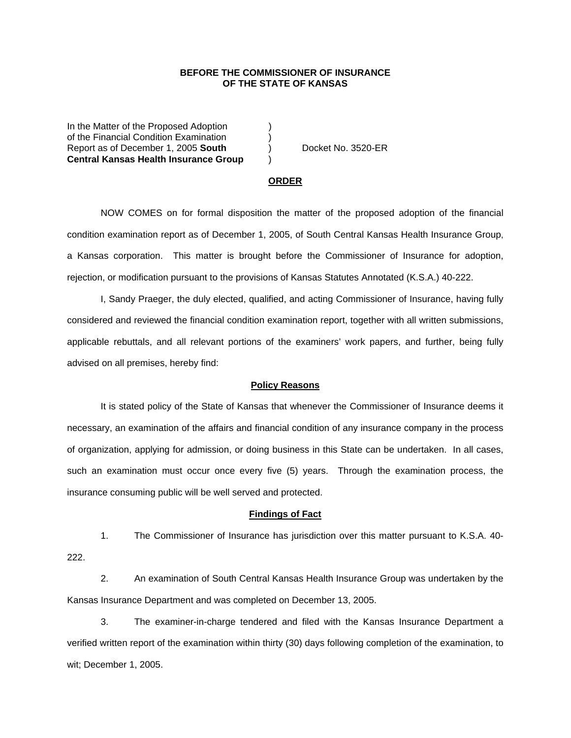**BEFORE THE COMMISSIONER OF INSURANCE**
**OF THE STATE OF KANSAS**

| | | |
|---|---|---|
| In the Matter of the Proposed Adoption of the Financial Condition Examination Report as of December 1, 2005 **South Central Kansas Health Insurance Group** | ) ) ) ) | Docket No. 3520-ER |

**ORDER**

NOW COMES on for formal disposition the matter of the proposed adoption of the financial condition examination report as of December 1, 2005, of South Central Kansas Health Insurance Group, a Kansas corporation. This matter is brought before the Commissioner of Insurance for adoption, rejection, or modification pursuant to the provisions of Kansas Statutes Annotated (K.S.A.) 40-222.

I, Sandy Praeger, the duly elected, qualified, and acting Commissioner of Insurance, having fully considered and reviewed the financial condition examination report, together with all written submissions, applicable rebuttals, and all relevant portions of the examiners' work papers, and further, being fully advised on all premises, hereby find:

**Policy Reasons**

It is stated policy of the State of Kansas that whenever the Commissioner of Insurance deems it necessary, an examination of the affairs and financial condition of any insurance company in the process of organization, applying for admission, or doing business in this State can be undertaken. In all cases, such an examination must occur once every five (5) years. Through the examination process, the insurance consuming public will be well served and protected.

**Findings of Fact**

1. The Commissioner of Insurance has jurisdiction over this matter pursuant to K.S.A. 40-222.

2. An examination of South Central Kansas Health Insurance Group was undertaken by the Kansas Insurance Department and was completed on December 13, 2005.

3. The examiner-in-charge tendered and filed with the Kansas Insurance Department a verified written report of the examination within thirty (30) days following completion of the examination, to wit; December 1, 2005.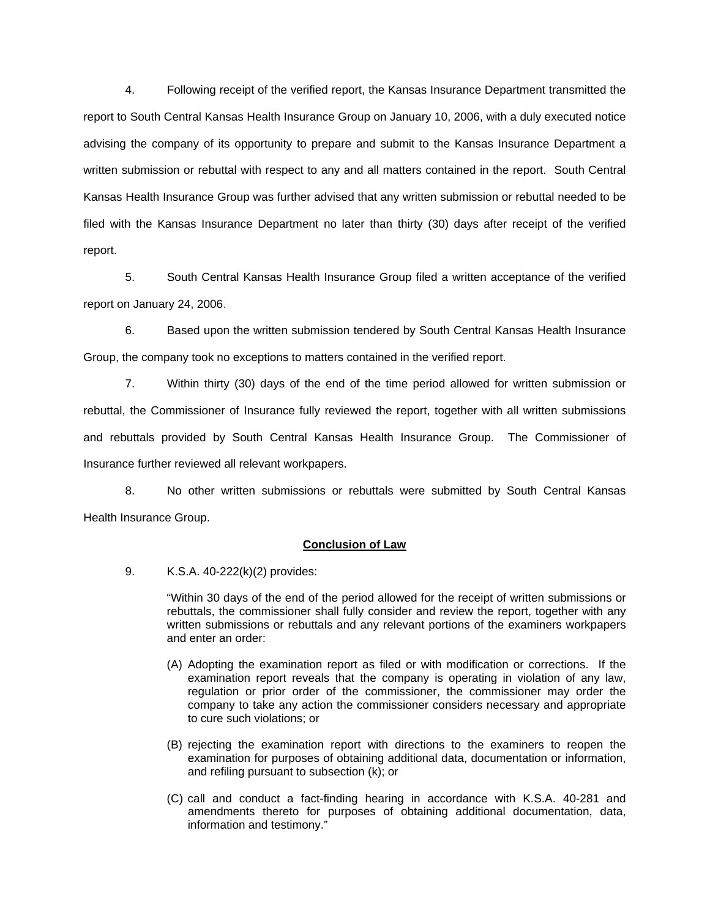4. Following receipt of the verified report, the Kansas Insurance Department transmitted the report to South Central Kansas Health Insurance Group on January 10, 2006, with a duly executed notice advising the company of its opportunity to prepare and submit to the Kansas Insurance Department a written submission or rebuttal with respect to any and all matters contained in the report. South Central Kansas Health Insurance Group was further advised that any written submission or rebuttal needed to be filed with the Kansas Insurance Department no later than thirty (30) days after receipt of the verified report.

5. South Central Kansas Health Insurance Group filed a written acceptance of the verified report on January 24, 2006.

6. Based upon the written submission tendered by South Central Kansas Health Insurance Group, the company took no exceptions to matters contained in the verified report.

7. Within thirty (30) days of the end of the time period allowed for written submission or rebuttal, the Commissioner of Insurance fully reviewed the report, together with all written submissions and rebuttals provided by South Central Kansas Health Insurance Group. The Commissioner of Insurance further reviewed all relevant workpapers.

8. No other written submissions or rebuttals were submitted by South Central Kansas Health Insurance Group.

**Conclusion of Law**

9. K.S.A. 40-222(k)(2) provides:

> "Within 30 days of the end of the period allowed for the receipt of written submissions or rebuttals, the commissioner shall fully consider and review the report, together with any written submissions or rebuttals and any relevant portions of the examiners workpapers and enter an order:
>
> (A) Adopting the examination report as filed or with modification or corrections. If the examination report reveals that the company is operating in violation of any law, regulation or prior order of the commissioner, the commissioner may order the company to take any action the commissioner considers necessary and appropriate to cure such violations; or
>
> (B) rejecting the examination report with directions to the examiners to reopen the examination for purposes of obtaining additional data, documentation or information, and refiling pursuant to subsection (k); or
>
> (C) call and conduct a fact-finding hearing in accordance with K.S.A. 40-281 and amendments thereto for purposes of obtaining additional documentation, data, information and testimony."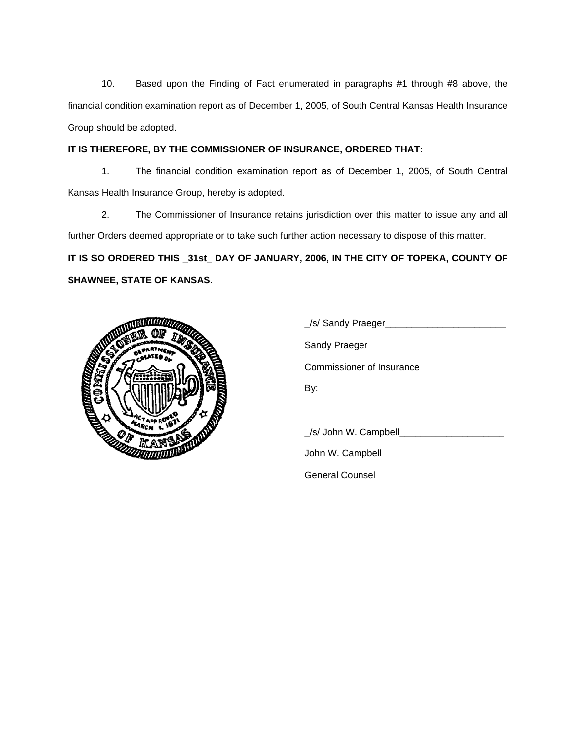10. Based upon the Finding of Fact enumerated in paragraphs #1 through #8 above, the financial condition examination report as of December 1, 2005, of South Central Kansas Health Insurance Group should be adopted.

**IT IS THEREFORE, BY THE COMMISSIONER OF INSURANCE, ORDERED THAT:**

1. The financial condition examination report as of December 1, 2005, of South Central Kansas Health Insurance Group, hereby is adopted.

2. The Commissioner of Insurance retains jurisdiction over this matter to issue any and all further Orders deemed appropriate or to take such further action necessary to dispose of this matter.

**IT IS SO ORDERED THIS _31st_ DAY OF JANUARY, 2006, IN THE CITY OF TOPEKA, COUNTY OF SHAWNEE, STATE OF KANSAS.**

_/s/ Sandy Praeger_______________________

Sandy Praeger

Commissioner of Insurance

By:

_/s/ John W. Campbell____________________

John W. Campbell

General Counsel